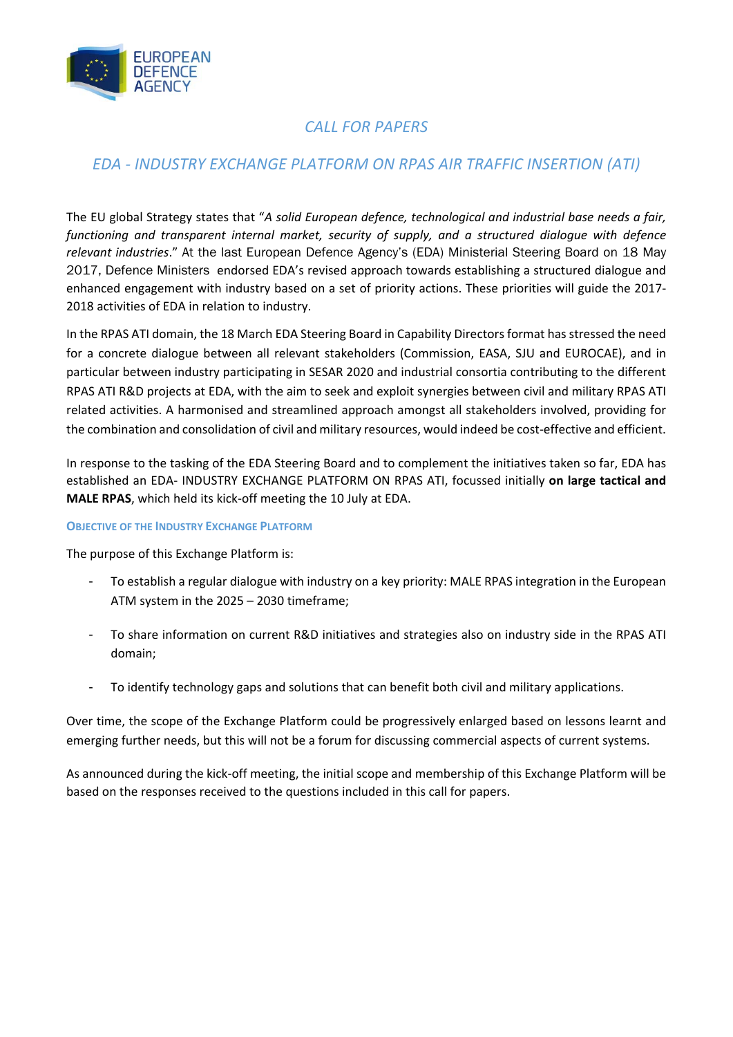EUROPEAN DEFENCE AGENCY

## *CALL FOR PAPERS*

## *EDA - INDUSTRY EXCHANGE PLATFORM ON RPAS AIR TRAFFIC INSERTION (ATI)*

The EU global Strategy states that "*A solid European defence, technological and industrial base needs a fair, functioning and transparent internal market, security of supply, and a structured dialogue with defence relevant industries*." At the last European Defence Agency's (EDA) Ministerial Steering Board on 18 May 2017, Defence Ministers endorsed EDA's revised approach towards establishing a structured dialogue and enhanced engagement with industry based on a set of priority actions. These priorities will guide the 2017-2018 activities of EDA in relation to industry.

In the RPAS ATI domain, the 18 March EDA Steering Board in Capability Directors format has stressed the need for a concrete dialogue between all relevant stakeholders (Commission, EASA, SJU and EUROCAE), and in particular between industry participating in SESAR 2020 and industrial consortia contributing to the different RPAS ATI R&D projects at EDA, with the aim to seek and exploit synergies between civil and military RPAS ATI related activities. A harmonised and streamlined approach amongst all stakeholders involved, providing for the combination and consolidation of civil and military resources, would indeed be cost-effective and efficient.

In response to the tasking of the EDA Steering Board and to complement the initiatives taken so far, EDA has established an EDA- INDUSTRY EXCHANGE PLATFORM ON RPAS ATI, focussed initially **on large tactical and MALE RPAS**, which held its kick-off meeting the 10 July at EDA.

### OBJECTIVE OF THE INDUSTRY EXCHANGE PLATFORM

The purpose of this Exchange Platform is:

- To establish a regular dialogue with industry on a key priority: MALE RPAS integration in the European ATM system in the 2025 – 2030 timeframe;
- To share information on current R&D initiatives and strategies also on industry side in the RPAS ATI domain;
- To identify technology gaps and solutions that can benefit both civil and military applications.

Over time, the scope of the Exchange Platform could be progressively enlarged based on lessons learnt and emerging further needs, but this will not be a forum for discussing commercial aspects of current systems.

As announced during the kick-off meeting, the initial scope and membership of this Exchange Platform will be based on the responses received to the questions included in this call for papers.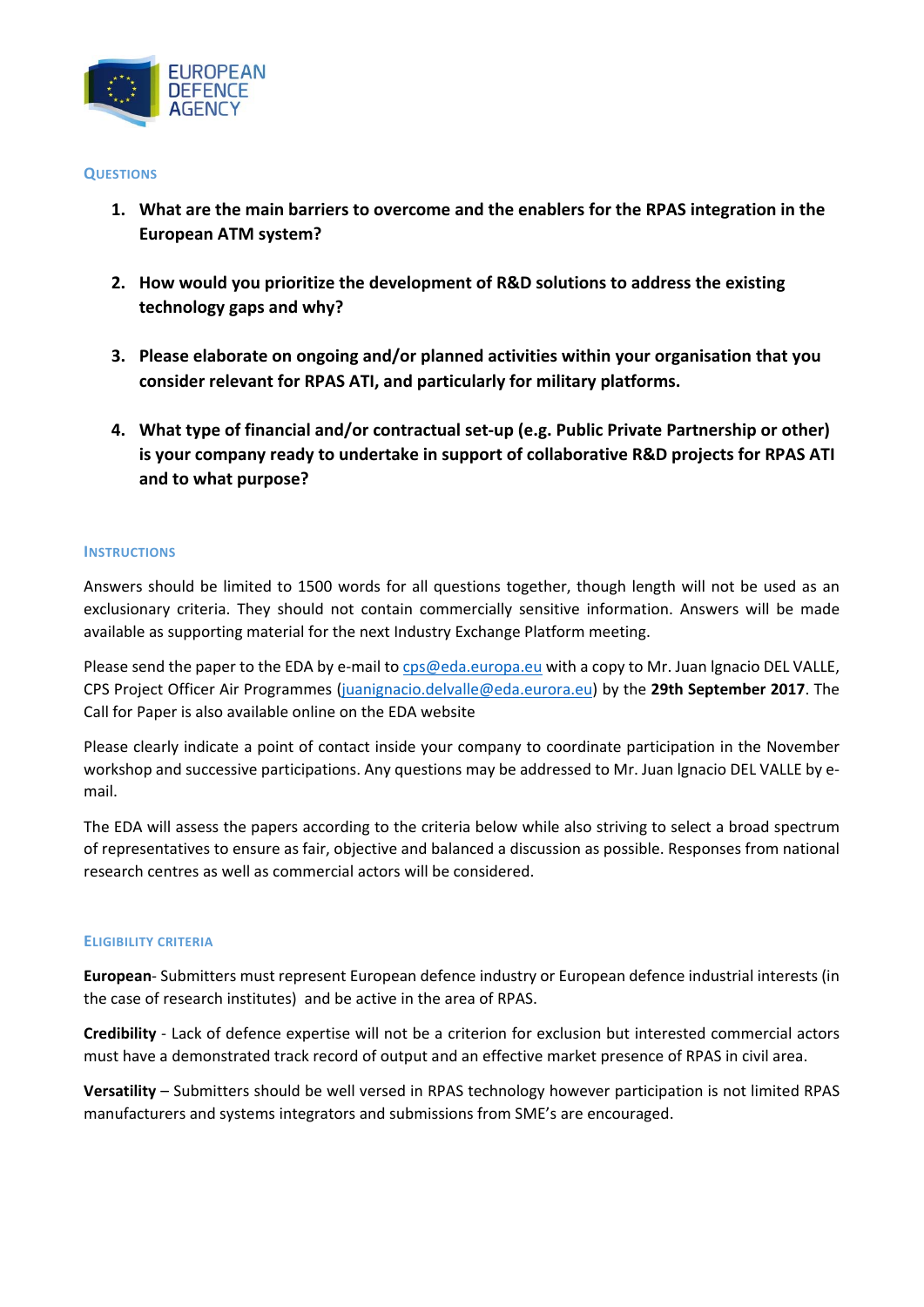## Questions

1. **What are the main barriers to overcome and the enablers for the RPAS integration in the European ATM system?**

2. **How would you prioritize the development of R&D solutions to address the existing technology gaps and why?**

3. **Please elaborate on ongoing and/or planned activities within your organisation that you consider relevant for RPAS ATI, and particularly for military platforms.**

4. **What type of financial and/or contractual set-up (e.g. Public Private Partnership or other) is your company ready to undertake in support of collaborative R&D projects for RPAS ATI and to what purpose?**

## Instructions

Answers should be limited to 1500 words for all questions together, though length will not be used as an exclusionary criteria. They should not contain commercially sensitive information. Answers will be made available as supporting material for the next Industry Exchange Platform meeting.

Please send the paper to the EDA by e-mail to [cps@eda.europa.eu](mailto:cps@eda.europa.eu) with a copy to Mr. Juan Ignacio DEL VALLE, CPS Project Officer Air Programmes ([juanignacio.delvalle@eda.eurora.eu](mailto:juanignacio.delvalle@eda.eurora.eu)) by the **29th September 2017**. The Call for Paper is also available online on the EDA website

Please clearly indicate a point of contact inside your company to coordinate participation in the November workshop and successive participations. Any questions may be addressed to Mr. Juan Ignacio DEL VALLE by e-mail.

The EDA will assess the papers according to the criteria below while also striving to select a broad spectrum of representatives to ensure as fair, objective and balanced a discussion as possible. Responses from national research centres as well as commercial actors will be considered.

## Eligibility Criteria

**European**- Submitters must represent European defence industry or European defence industrial interests (in the case of research institutes) and be active in the area of RPAS.

**Credibility** - Lack of defence expertise will not be a criterion for exclusion but interested commercial actors must have a demonstrated track record of output and an effective market presence of RPAS in civil area.

**Versatility** – Submitters should be well versed in RPAS technology however participation is not limited RPAS manufacturers and systems integrators and submissions from SME's are encouraged.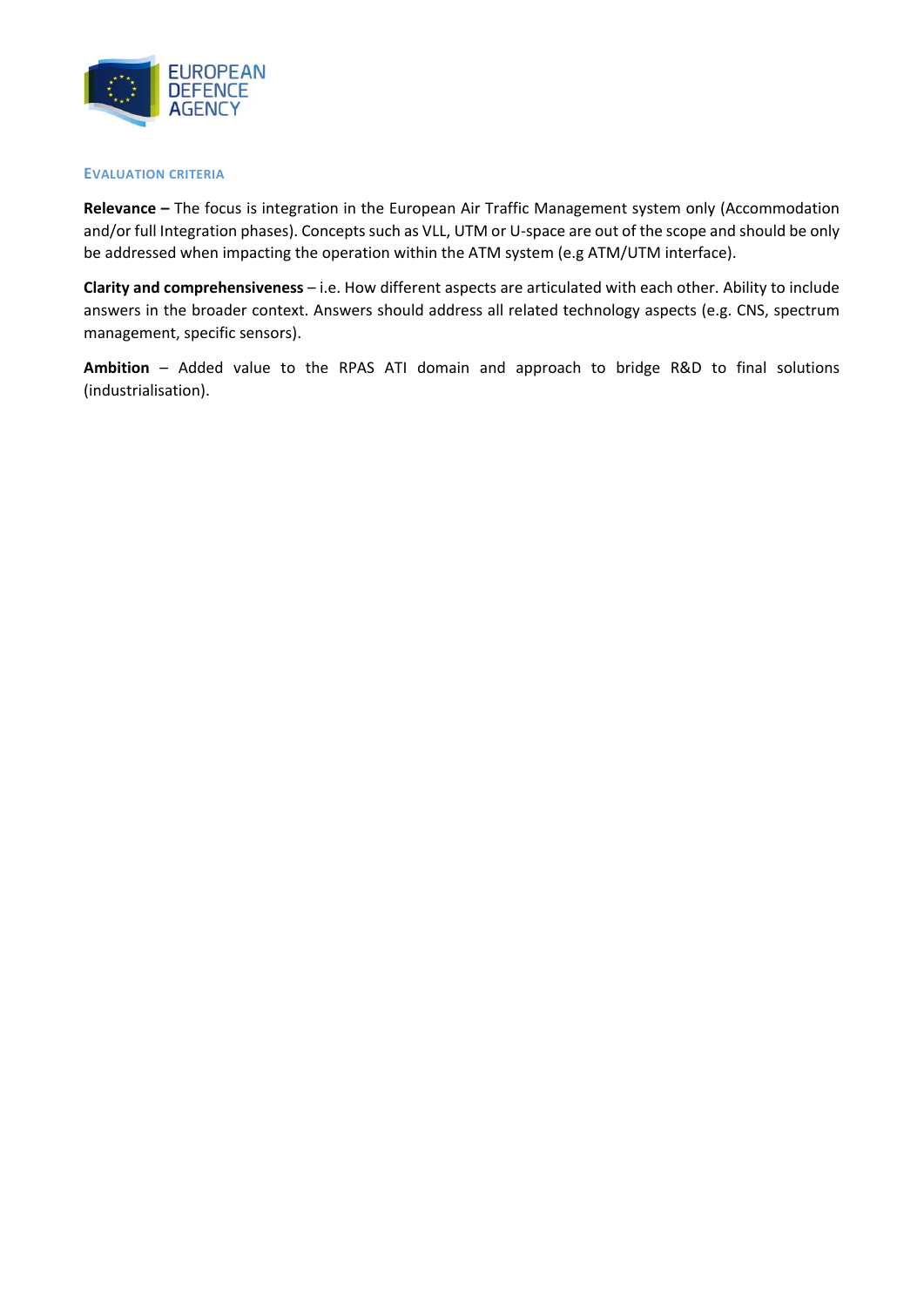### Evaluation criteria

**Relevance –** The focus is integration in the European Air Traffic Management system only (Accommodation and/or full Integration phases). Concepts such as VLL, UTM or U-space are out of the scope and should be only be addressed when impacting the operation within the ATM system (e.g ATM/UTM interface).

**Clarity and comprehensiveness** – i.e. How different aspects are articulated with each other. Ability to include answers in the broader context. Answers should address all related technology aspects (e.g. CNS, spectrum management, specific sensors).

**Ambition** – Added value to the RPAS ATI domain and approach to bridge R&D to final solutions (industrialisation).